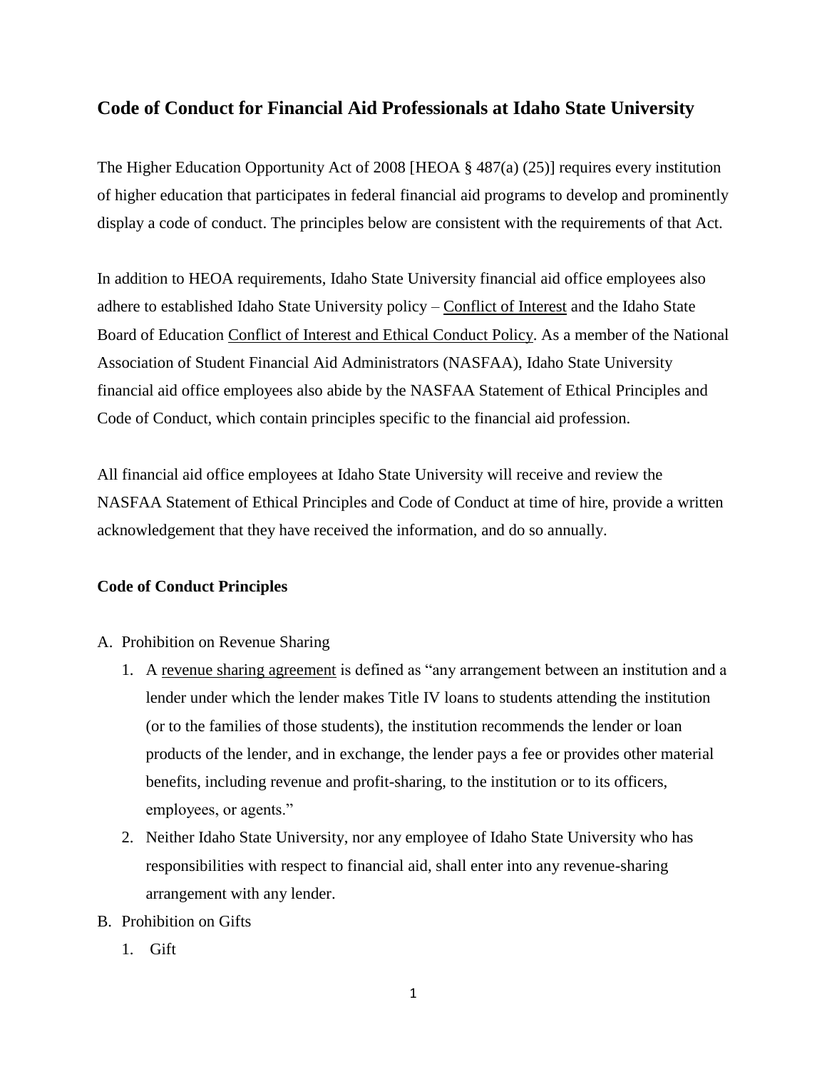## Code of Conduct for Financial Aid Professionals at Idaho State University

The Higher Education Opportunity Act of 2008 [HEOA § 487(a) (25)] requires every institution of higher education that participates in federal financial aid programs to develop and prominently display a code of conduct. The principles below are consistent with the requirements of that Act.

In addition to HEOA requirements, Idaho State University financial aid office employees also adhere to established Idaho State University policy – Conflict of Interest and the Idaho State Board of Education Conflict of Interest and Ethical Conduct Policy. As a member of the National Association of Student Financial Aid Administrators (NASFAA), Idaho State University financial aid office employees also abide by the NASFAA Statement of Ethical Principles and Code of Conduct, which contain principles specific to the financial aid profession.

All financial aid office employees at Idaho State University will receive and review the NASFAA Statement of Ethical Principles and Code of Conduct at time of hire, provide a written acknowledgement that they have received the information, and do so annually.

### Code of Conduct Principles

A. Prohibition on Revenue Sharing
   1. A revenue sharing agreement is defined as "any arrangement between an institution and a lender under which the lender makes Title IV loans to students attending the institution (or to the families of those students), the institution recommends the lender or loan products of the lender, and in exchange, the lender pays a fee or provides other material benefits, including revenue and profit-sharing, to the institution or to its officers, employees, or agents."
   2. Neither Idaho State University, nor any employee of Idaho State University who has responsibilities with respect to financial aid, shall enter into any revenue-sharing arrangement with any lender.

B. Prohibition on Gifts
   1. Gift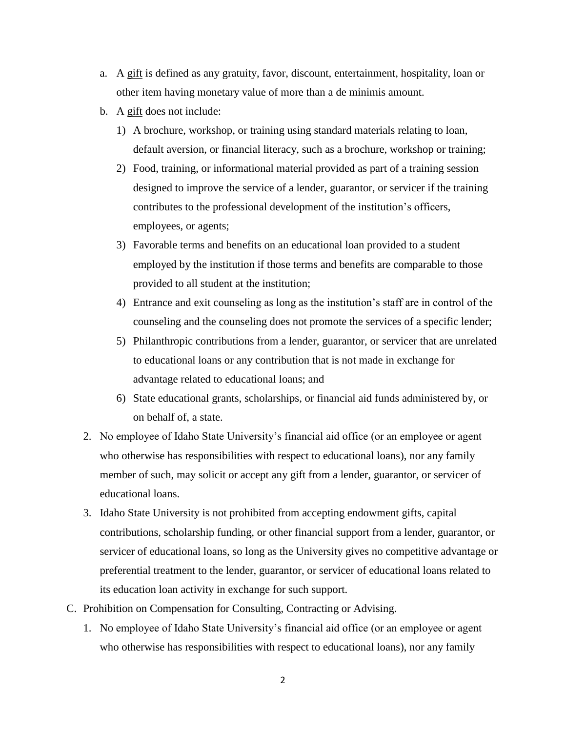a. A gift is defined as any gratuity, favor, discount, entertainment, hospitality, loan or other item having monetary value of more than a de minimis amount.
   b. A gift does not include:
      1) A brochure, workshop, or training using standard materials relating to loan, default aversion, or financial literacy, such as a brochure, workshop or training;
      2) Food, training, or informational material provided as part of a training session designed to improve the service of a lender, guarantor, or servicer if the training contributes to the professional development of the institution's officers, employees, or agents;
      3) Favorable terms and benefits on an educational loan provided to a student employed by the institution if those terms and benefits are comparable to those provided to all student at the institution;
      4) Entrance and exit counseling as long as the institution's staff are in control of the counseling and the counseling does not promote the services of a specific lender;
      5) Philanthropic contributions from a lender, guarantor, or servicer that are unrelated to educational loans or any contribution that is not made in exchange for advantage related to educational loans; and
      6) State educational grants, scholarships, or financial aid funds administered by, or on behalf of, a state.
2. No employee of Idaho State University's financial aid office (or an employee or agent who otherwise has responsibilities with respect to educational loans), nor any family member of such, may solicit or accept any gift from a lender, guarantor, or servicer of educational loans.
3. Idaho State University is not prohibited from accepting endowment gifts, capital contributions, scholarship funding, or other financial support from a lender, guarantor, or servicer of educational loans, so long as the University gives no competitive advantage or preferential treatment to the lender, guarantor, or servicer of educational loans related to its education loan activity in exchange for such support.

C. Prohibition on Compensation for Consulting, Contracting or Advising.

1. No employee of Idaho State University's financial aid office (or an employee or agent who otherwise has responsibilities with respect to educational loans), nor any family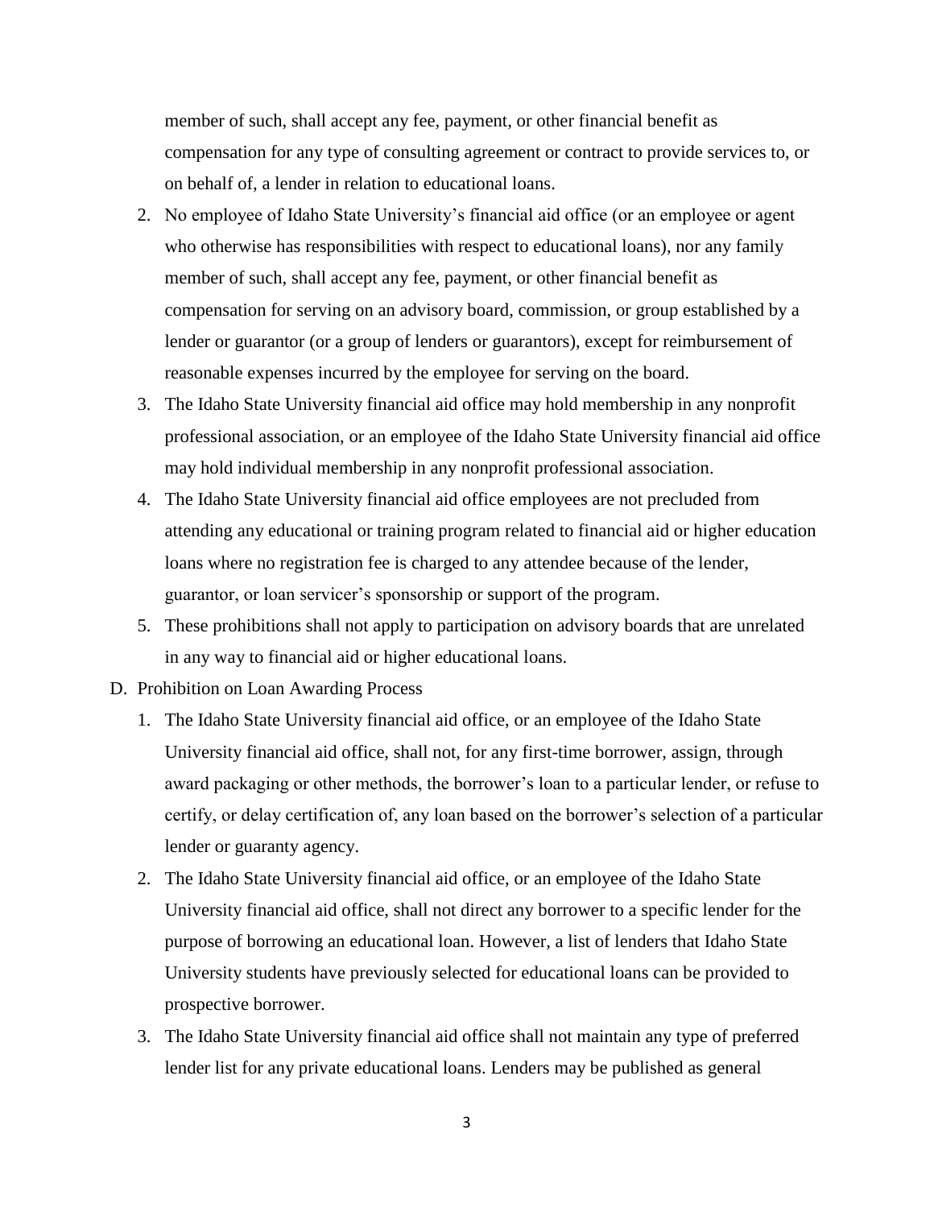member of such, shall accept any fee, payment, or other financial benefit as compensation for any type of consulting agreement or contract to provide services to, or on behalf of, a lender in relation to educational loans.

2. No employee of Idaho State University's financial aid office (or an employee or agent who otherwise has responsibilities with respect to educational loans), nor any family member of such, shall accept any fee, payment, or other financial benefit as compensation for serving on an advisory board, commission, or group established by a lender or guarantor (or a group of lenders or guarantors), except for reimbursement of reasonable expenses incurred by the employee for serving on the board.
3. The Idaho State University financial aid office may hold membership in any nonprofit professional association, or an employee of the Idaho State University financial aid office may hold individual membership in any nonprofit professional association.
4. The Idaho State University financial aid office employees are not precluded from attending any educational or training program related to financial aid or higher education loans where no registration fee is charged to any attendee because of the lender, guarantor, or loan servicer's sponsorship or support of the program.
5. These prohibitions shall not apply to participation on advisory boards that are unrelated in any way to financial aid or higher educational loans.

D. Prohibition on Loan Awarding Process

1. The Idaho State University financial aid office, or an employee of the Idaho State University financial aid office, shall not, for any first-time borrower, assign, through award packaging or other methods, the borrower's loan to a particular lender, or refuse to certify, or delay certification of, any loan based on the borrower's selection of a particular lender or guaranty agency.
2. The Idaho State University financial aid office, or an employee of the Idaho State University financial aid office, shall not direct any borrower to a specific lender for the purpose of borrowing an educational loan. However, a list of lenders that Idaho State University students have previously selected for educational loans can be provided to prospective borrower.
3. The Idaho State University financial aid office shall not maintain any type of preferred lender list for any private educational loans. Lenders may be published as general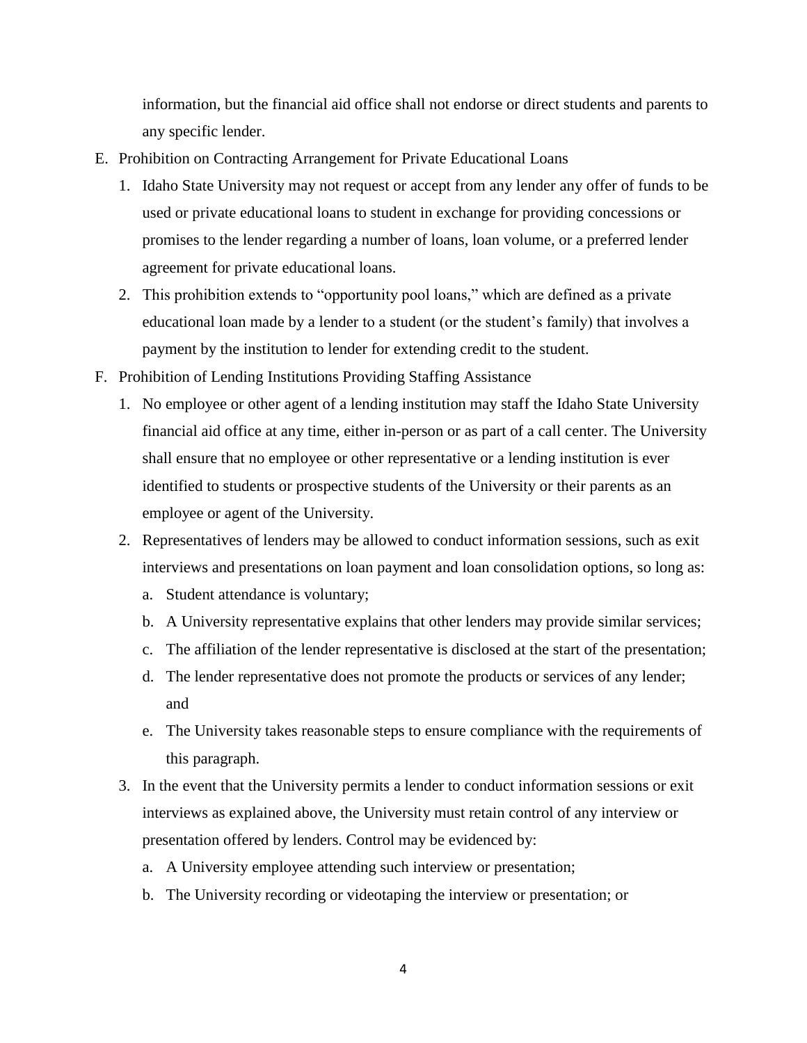information, but the financial aid office shall not endorse or direct students and parents to any specific lender.

E. Prohibition on Contracting Arrangement for Private Educational Loans

   1. Idaho State University may not request or accept from any lender any offer of funds to be used or private educational loans to student in exchange for providing concessions or promises to the lender regarding a number of loans, loan volume, or a preferred lender agreement for private educational loans.
   2. This prohibition extends to "opportunity pool loans," which are defined as a private educational loan made by a lender to a student (or the student's family) that involves a payment by the institution to lender for extending credit to the student.

F. Prohibition of Lending Institutions Providing Staffing Assistance

   1. No employee or other agent of a lending institution may staff the Idaho State University financial aid office at any time, either in-person or as part of a call center. The University shall ensure that no employee or other representative or a lending institution is ever identified to students or prospective students of the University or their parents as an employee or agent of the University.
   2. Representatives of lenders may be allowed to conduct information sessions, such as exit interviews and presentations on loan payment and loan consolidation options, so long as:
      a. Student attendance is voluntary;
      b. A University representative explains that other lenders may provide similar services;
      c. The affiliation of the lender representative is disclosed at the start of the presentation;
      d. The lender representative does not promote the products or services of any lender; and
      e. The University takes reasonable steps to ensure compliance with the requirements of this paragraph.
   3. In the event that the University permits a lender to conduct information sessions or exit interviews as explained above, the University must retain control of any interview or presentation offered by lenders. Control may be evidenced by:
      a. A University employee attending such interview or presentation;
      b. The University recording or videotaping the interview or presentation; or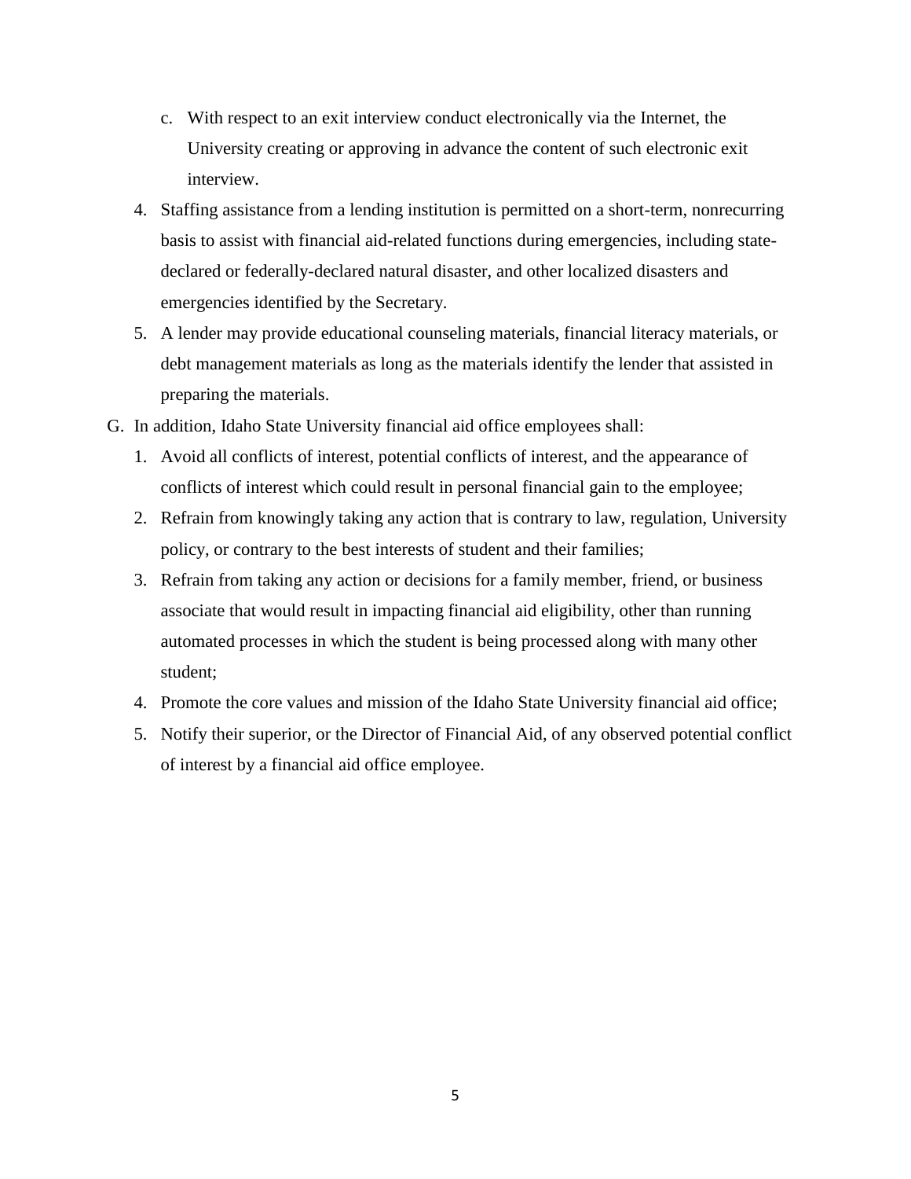c. With respect to an exit interview conduct electronically via the Internet, the University creating or approving in advance the content of such electronic exit interview.

4. Staffing assistance from a lending institution is permitted on a short-term, nonrecurring basis to assist with financial aid-related functions during emergencies, including state-declared or federally-declared natural disaster, and other localized disasters and emergencies identified by the Secretary.
5. A lender may provide educational counseling materials, financial literacy materials, or debt management materials as long as the materials identify the lender that assisted in preparing the materials.

G. In addition, Idaho State University financial aid office employees shall:

1. Avoid all conflicts of interest, potential conflicts of interest, and the appearance of conflicts of interest which could result in personal financial gain to the employee;
2. Refrain from knowingly taking any action that is contrary to law, regulation, University policy, or contrary to the best interests of student and their families;
3. Refrain from taking any action or decisions for a family member, friend, or business associate that would result in impacting financial aid eligibility, other than running automated processes in which the student is being processed along with many other student;
4. Promote the core values and mission of the Idaho State University financial aid office;
5. Notify their superior, or the Director of Financial Aid, of any observed potential conflict of interest by a financial aid office employee.